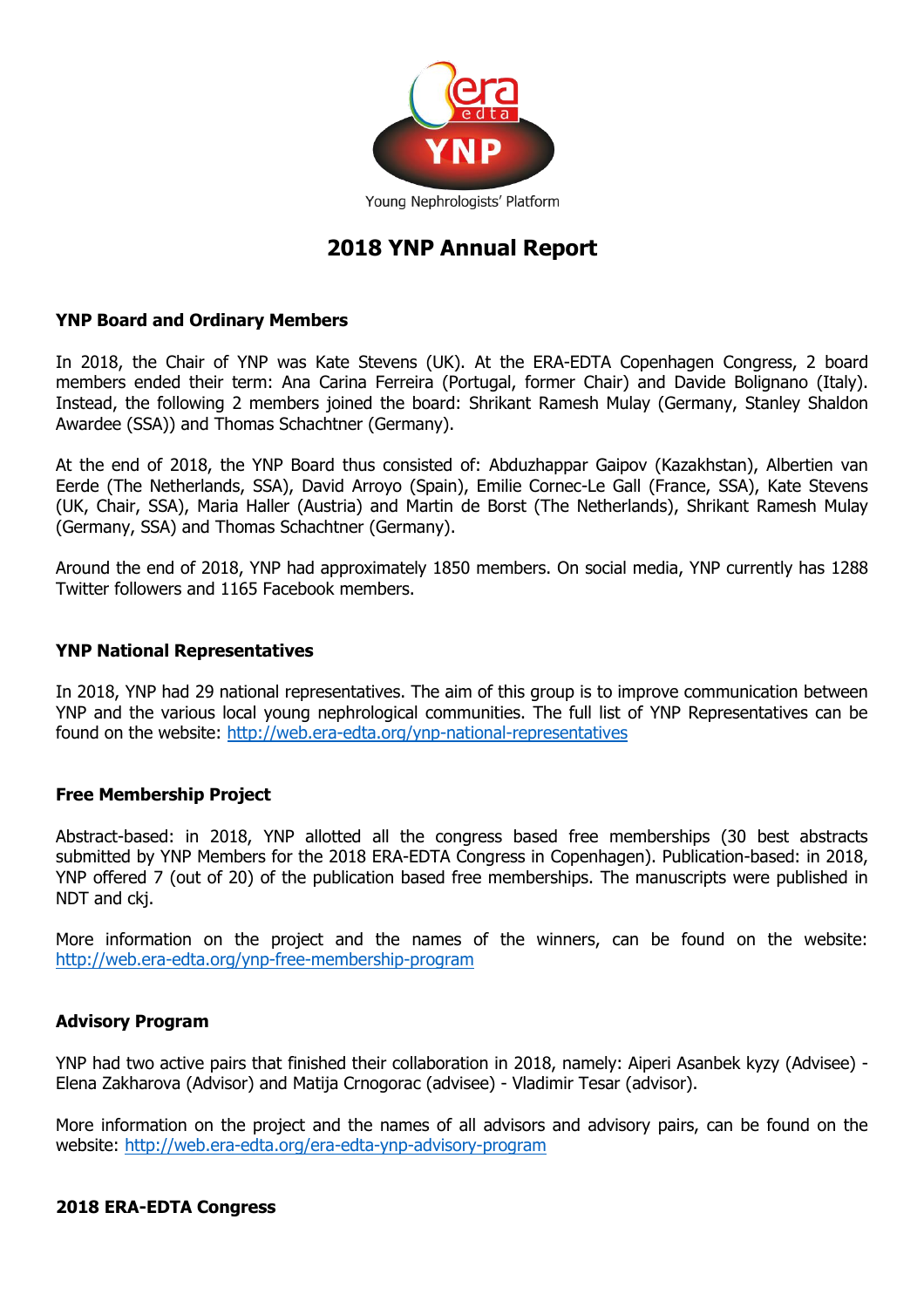Young Nephrologists' Platform

# 2018 YNP Annual Report

## YNP Board and Ordinary Members

In 2018, the Chair of YNP was Kate Stevens (UK). At the ERA-EDTA Copenhagen Congress, 2 board members ended their term: Ana Carina Ferreira (Portugal, former Chair) and Davide Bolignano (Italy). Instead, the following 2 members joined the board: Shrikant Ramesh Mulay (Germany, Stanley Shaldon Awardee (SSA)) and Thomas Schachtner (Germany).

At the end of 2018, the YNP Board thus consisted of: Abduzhappar Gaipov (Kazakhstan), Albertien van Eerde (The Netherlands, SSA), David Arroyo (Spain), Emilie Cornec-Le Gall (France, SSA), Kate Stevens (UK, Chair, SSA), Maria Haller (Austria) and Martin de Borst (The Netherlands), Shrikant Ramesh Mulay (Germany, SSA) and Thomas Schachtner (Germany).

Around the end of 2018, YNP had approximately 1850 members. On social media, YNP currently has 1288 Twitter followers and 1165 Facebook members.

## YNP National Representatives

In 2018, YNP had 29 national representatives. The aim of this group is to improve communication between YNP and the various local young nephrological communities. The full list of YNP Representatives can be found on the website: [http://web.era-edta.org/ynp-national-representatives](http://web.era-edta.org/ynp-national-representatives)

## Free Membership Project

Abstract-based: in 2018, YNP allotted all the congress based free memberships (30 best abstracts submitted by YNP Members for the 2018 ERA-EDTA Congress in Copenhagen). Publication-based: in 2018, YNP offered 7 (out of 20) of the publication based free memberships. The manuscripts were published in NDT and ckj.

More information on the project and the names of the winners, can be found on the website: [http://web.era-edta.org/ynp-free-membership-program](http://web.era-edta.org/ynp-free-membership-program)

## Advisory Program

YNP had two active pairs that finished their collaboration in 2018, namely: Aiperi Asanbek kyzy (Advisee) - Elena Zakharova (Advisor) and Matija Crnogorac (advisee) - Vladimir Tesar (advisor).

More information on the project and the names of all advisors and advisory pairs, can be found on the website: [http://web.era-edta.org/era-edta-ynp-advisory-program](http://web.era-edta.org/era-edta-ynp-advisory-program)

## 2018 ERA-EDTA Congress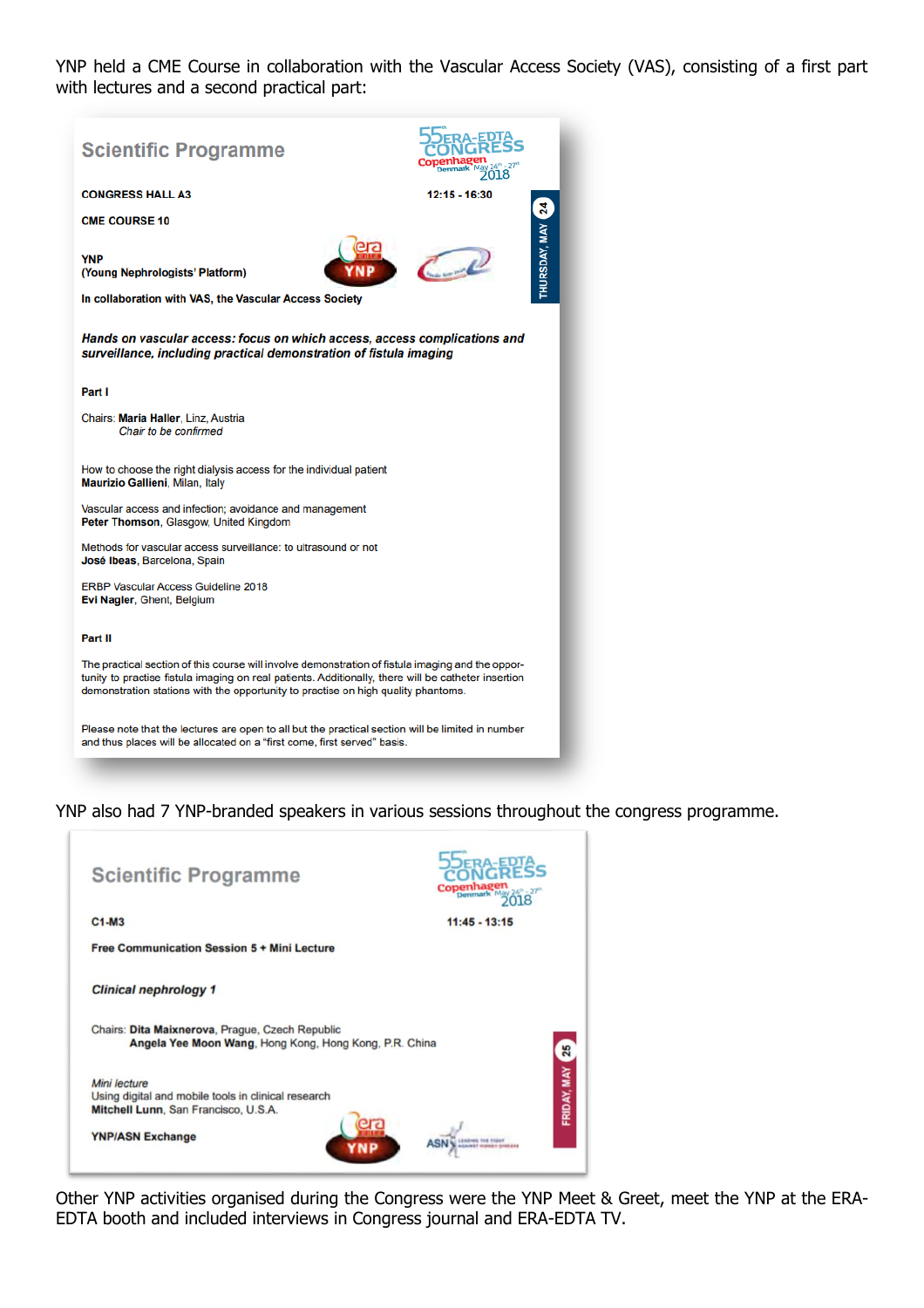YNP held a CME Course in collaboration with the Vascular Access Society (VAS), consisting of a first part with lectures and a second practical part:

**Scientific Programme**

55th ERA-EDTA CONGRESS Copenhagen Denmark May 24th - 27th 2018

THURSDAY, MAY 24

**CONGRESS HALL A3** — **12:15 - 16:30**

**CME COURSE 10**

**YNP**
**(Young Nephrologists' Platform)**

**In collaboration with VAS, the Vascular Access Society**

***Hands on vascular access: focus on which access, access complications and surveillance, including practical demonstration of fistula imaging***

**Part I**

Chairs: **Maria Haller**, Linz, Austria
*Chair to be confirmed*

How to choose the right dialysis access for the individual patient
**Maurizio Gallieni**, Milan, Italy

Vascular access and infection; avoidance and management
**Peter Thomson**, Glasgow, United Kingdom

Methods for vascular access surveillance: to ultrasound or not
**José Ibeas**, Barcelona, Spain

ERBP Vascular Access Guideline 2018
**Evi Nagler**, Ghent, Belgium

**Part II**

The practical section of this course will involve demonstration of fistula imaging and the opportunity to practise fistula imaging on real patients. Additionally, there will be catheter insertion demonstration stations with the opportunity to practise on high quality phantoms.

Please note that the lectures are open to all but the practical section will be limited in number and thus places will be allocated on a "first come, first served" basis.

YNP also had 7 YNP-branded speakers in various sessions throughout the congress programme.

**Scientific Programme**

55th ERA-EDTA CONGRESS Copenhagen Denmark May 24th - 27th 2018

FRIDAY, MAY 25

**C1-M3** — **11:45 - 13:15**

**Free Communication Session 5 + Mini Lecture**

***Clinical nephrology 1***

Chairs: **Dita Maixnerova**, Prague, Czech Republic
**Angela Yee Moon Wang**, Hong Kong, Hong Kong, P.R. China

*Mini lecture*
Using digital and mobile tools in clinical research
**Mitchell Lunn**, San Francisco, U.S.A.

**YNP/ASN Exchange**

Other YNP activities organised during the Congress were the YNP Meet & Greet, meet the YNP at the ERA-EDTA booth and included interviews in Congress journal and ERA-EDTA TV.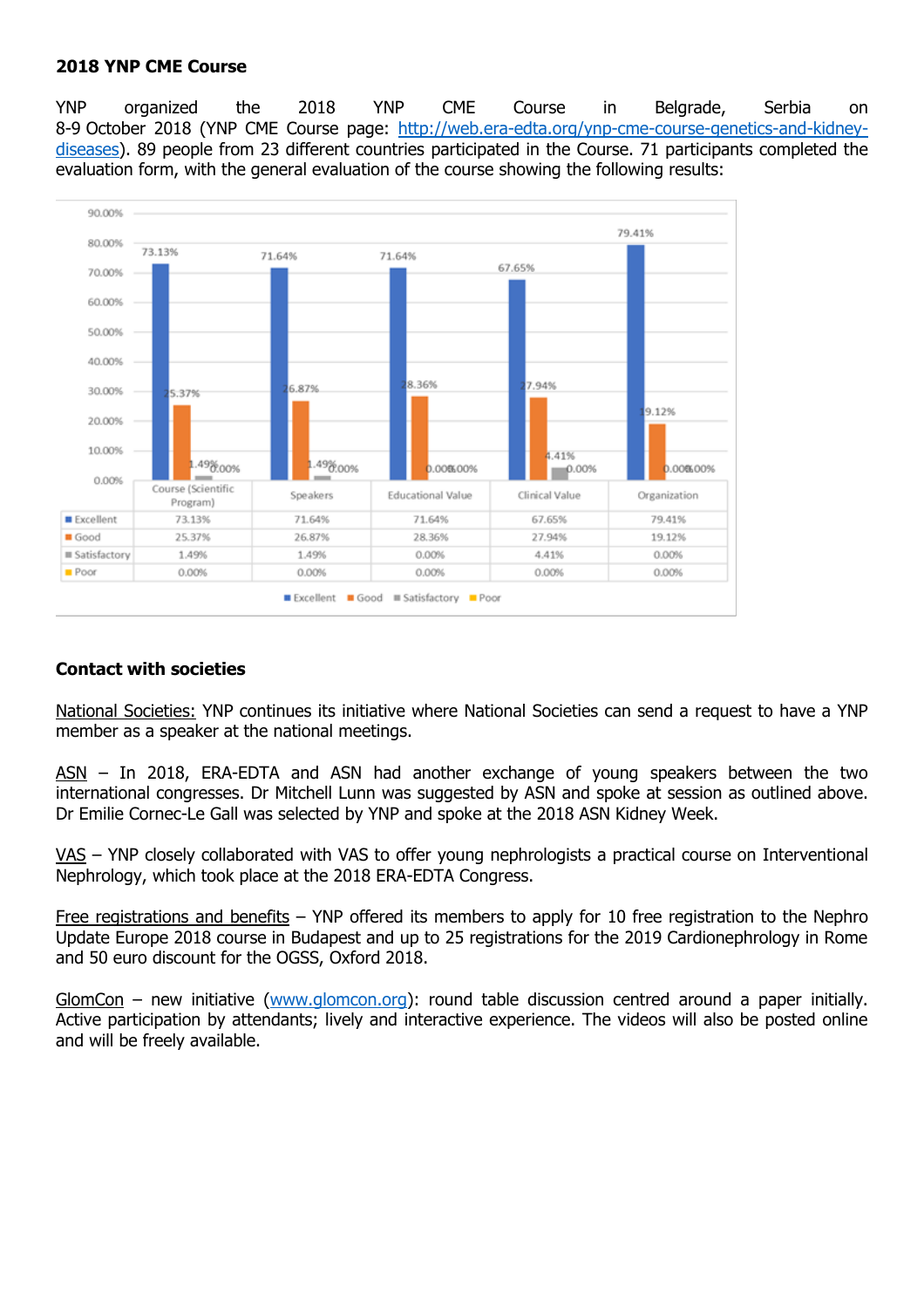**2018 YNP CME Course**

YNP organized the 2018 YNP CME Course in Belgrade, Serbia on 8-9 October 2018 (YNP CME Course page: http://web.era-edta.org/ynp-cme-course-genetics-and-kidney-diseases). 89 people from 23 different countries participated in the Course. 71 participants completed the evaluation form, with the general evaluation of the course showing the following results:

| | Course (Scientific Program) | Speakers | Educational Value | Clinical Value | Organization |
|---|---|---|---|---|---|
| Excellent | 73.13% | 71.64% | 71.64% | 67.65% | 79.41% |
| Good | 25.37% | 26.87% | 28.36% | 27.94% | 19.12% |
| Satisfactory | 1.49% | 1.49% | 0.00% | 4.41% | 0.00% |
| Poor | 0.00% | 0.00% | 0.00% | 0.00% | 0.00% |

**Contact with societies**

National Societies: YNP continues its initiative where National Societies can send a request to have a YNP member as a speaker at the national meetings.

ASN – In 2018, ERA-EDTA and ASN had another exchange of young speakers between the two international congresses. Dr Mitchell Lunn was suggested by ASN and spoke at session as outlined above. Dr Emilie Cornec-Le Gall was selected by YNP and spoke at the 2018 ASN Kidney Week.

VAS – YNP closely collaborated with VAS to offer young nephrologists a practical course on Interventional Nephrology, which took place at the 2018 ERA-EDTA Congress.

Free registrations and benefits – YNP offered its members to apply for 10 free registration to the Nephro Update Europe 2018 course in Budapest and up to 25 registrations for the 2019 Cardionephrology in Rome and 50 euro discount for the OGSS, Oxford 2018.

GlomCon – new initiative (www.glomcon.org): round table discussion centred around a paper initially. Active participation by attendants; lively and interactive experience. The videos will also be posted online and will be freely available.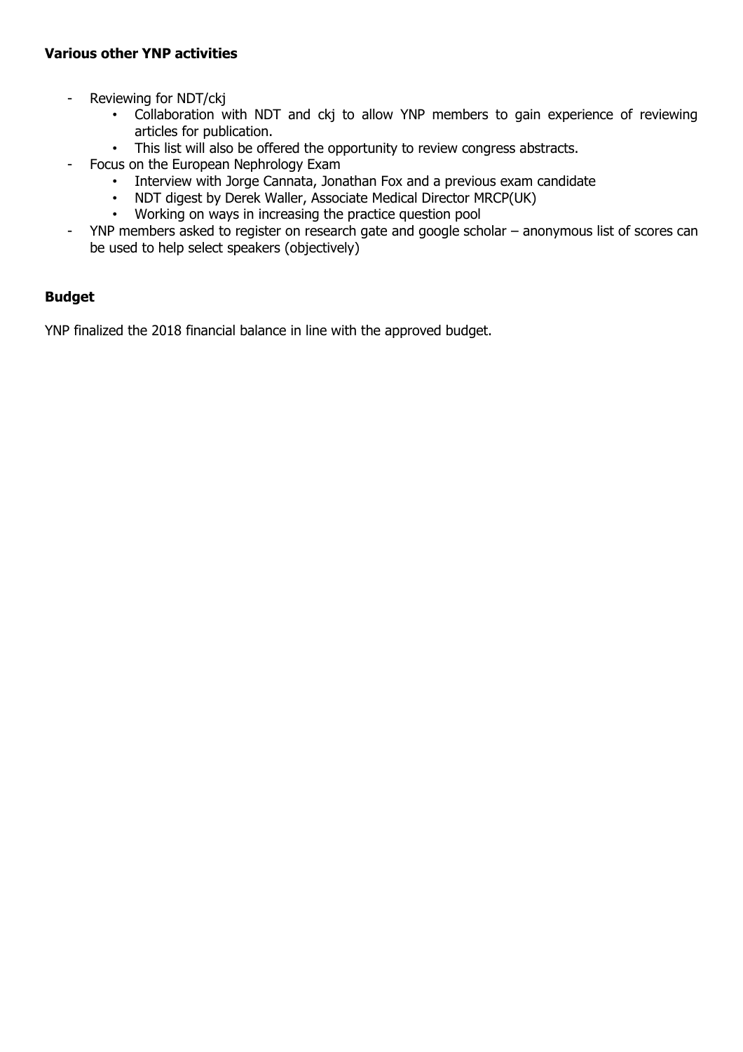**Various other YNP activities**

- Reviewing for NDT/ckj
    - Collaboration with NDT and ckj to allow YNP members to gain experience of reviewing articles for publication.
    - This list will also be offered the opportunity to review congress abstracts.
- Focus on the European Nephrology Exam
    - Interview with Jorge Cannata, Jonathan Fox and a previous exam candidate
    - NDT digest by Derek Waller, Associate Medical Director MRCP(UK)
    - Working on ways in increasing the practice question pool
- YNP members asked to register on research gate and google scholar – anonymous list of scores can be used to help select speakers (objectively)

**Budget**

YNP finalized the 2018 financial balance in line with the approved budget.